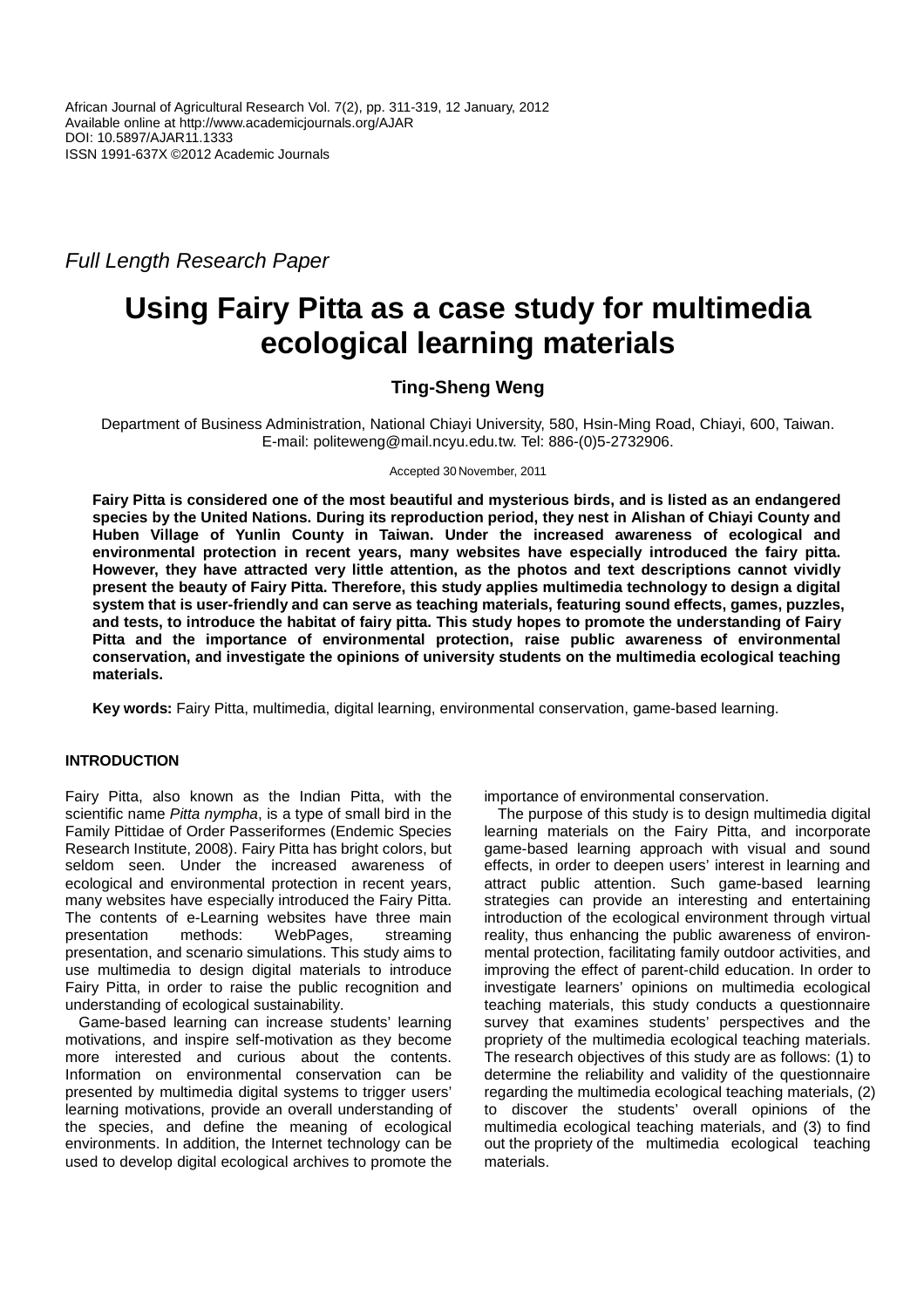African Journal of Agricultural Research Vol. 7(2), pp. 311-319, 12 January, 2012
Available online at http://www.academicjournals.org/AJAR
DOI: 10.5897/AJAR11.1333
ISSN 1991-637X ©2012 Academic Journals

*Full Length Research Paper*

# Using Fairy Pitta as a case study for multimedia ecological learning materials

**Ting-Sheng Weng**

Department of Business Administration, National Chiayi University, 580, Hsin-Ming Road, Chiayi, 600, Taiwan. E-mail: politeweng@mail.ncyu.edu.tw. Tel: 886-(0)5-2732906.

Accepted 30 November, 2011

**Fairy Pitta is considered one of the most beautiful and mysterious birds, and is listed as an endangered species by the United Nations. During its reproduction period, they nest in Alishan of Chiayi County and Huben Village of Yunlin County in Taiwan. Under the increased awareness of ecological and environmental protection in recent years, many websites have especially introduced the fairy pitta. However, they have attracted very little attention, as the photos and text descriptions cannot vividly present the beauty of Fairy Pitta. Therefore, this study applies multimedia technology to design a digital system that is user-friendly and can serve as teaching materials, featuring sound effects, games, puzzles, and tests, to introduce the habitat of fairy pitta. This study hopes to promote the understanding of Fairy Pitta and the importance of environmental protection, raise public awareness of environmental conservation, and investigate the opinions of university students on the multimedia ecological teaching materials.**

**Key words:** Fairy Pitta, multimedia, digital learning, environmental conservation, game-based learning.

## INTRODUCTION

Fairy Pitta, also known as the Indian Pitta, with the scientific name *Pitta nympha*, is a type of small bird in the Family Pittidae of Order Passeriformes (Endemic Species Research Institute, 2008). Fairy Pitta has bright colors, but seldom seen. Under the increased awareness of ecological and environmental protection in recent years, many websites have especially introduced the Fairy Pitta. The contents of e-Learning websites have three main presentation methods: WebPages, streaming presentation, and scenario simulations. This study aims to use multimedia to design digital materials to introduce Fairy Pitta, in order to raise the public recognition and understanding of ecological sustainability.

Game-based learning can increase students' learning motivations, and inspire self-motivation as they become more interested and curious about the contents. Information on environmental conservation can be presented by multimedia digital systems to trigger users' learning motivations, provide an overall understanding of the species, and define the meaning of ecological environments. In addition, the Internet technology can be used to develop digital ecological archives to promote the importance of environmental conservation.

The purpose of this study is to design multimedia digital learning materials on the Fairy Pitta, and incorporate game-based learning approach with visual and sound effects, in order to deepen users' interest in learning and attract public attention. Such game-based learning strategies can provide an interesting and entertaining introduction of the ecological environment through virtual reality, thus enhancing the public awareness of environmental protection, facilitating family outdoor activities, and improving the effect of parent-child education. In order to investigate learners' opinions on multimedia ecological teaching materials, this study conducts a questionnaire survey that examines students' perspectives and the propriety of the multimedia ecological teaching materials. The research objectives of this study are as follows: (1) to determine the reliability and validity of the questionnaire regarding the multimedia ecological teaching materials, (2) to discover the students' overall opinions of the multimedia ecological teaching materials, and (3) to find out the propriety of the multimedia ecological teaching materials.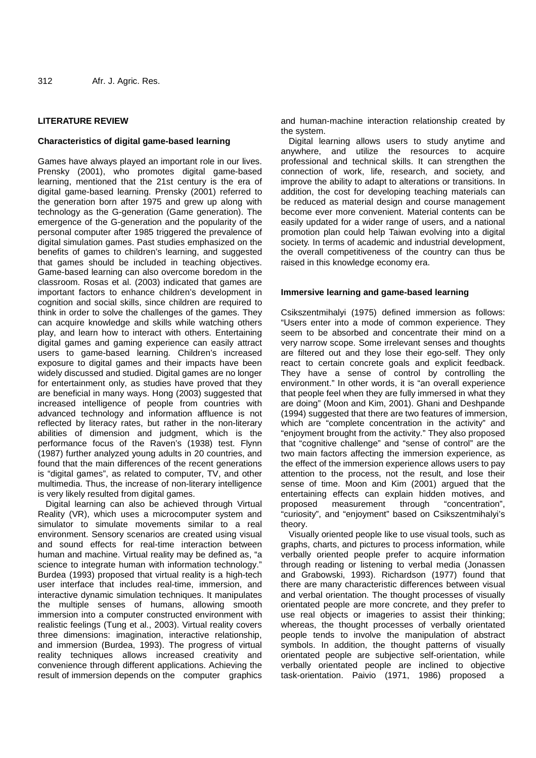## LITERATURE REVIEW

### Characteristics of digital game-based learning

Games have always played an important role in our lives. Prensky (2001), who promotes digital game-based learning, mentioned that the 21st century is the era of digital game-based learning. Prensky (2001) referred to the generation born after 1975 and grew up along with technology as the G-generation (Game generation). The emergence of the G-generation and the popularity of the personal computer after 1985 triggered the prevalence of digital simulation games. Past studies emphasized on the benefits of games to children's learning, and suggested that games should be included in teaching objectives. Game-based learning can also overcome boredom in the classroom. Rosas et al. (2003) indicated that games are important factors to enhance children's development in cognition and social skills, since children are required to think in order to solve the challenges of the games. They can acquire knowledge and skills while watching others play, and learn how to interact with others. Entertaining digital games and gaming experience can easily attract users to game-based learning. Children's increased exposure to digital games and their impacts have been widely discussed and studied. Digital games are no longer for entertainment only, as studies have proved that they are beneficial in many ways. Hong (2003) suggested that increased intelligence of people from countries with advanced technology and information affluence is not reflected by literacy rates, but rather in the non-literary abilities of dimension and judgment, which is the performance focus of the Raven's (1938) test. Flynn (1987) further analyzed young adults in 20 countries, and found that the main differences of the recent generations is "digital games", as related to computer, TV, and other multimedia. Thus, the increase of non-literary intelligence is very likely resulted from digital games.

Digital learning can also be achieved through Virtual Reality (VR), which uses a microcomputer system and simulator to simulate movements similar to a real environment. Sensory scenarios are created using visual and sound effects for real-time interaction between human and machine. Virtual reality may be defined as, "a science to integrate human with information technology." Burdea (1993) proposed that virtual reality is a high-tech user interface that includes real-time, immersion, and interactive dynamic simulation techniques. It manipulates the multiple senses of humans, allowing smooth immersion into a computer constructed environment with realistic feelings (Tung et al., 2003). Virtual reality covers three dimensions: imagination, interactive relationship, and immersion (Burdea, 1993). The progress of virtual reality techniques allows increased creativity and convenience through different applications. Achieving the result of immersion depends on the computer graphics and human-machine interaction relationship created by the system.

Digital learning allows users to study anytime and anywhere, and utilize the resources to acquire professional and technical skills. It can strengthen the connection of work, life, research, and society, and improve the ability to adapt to alterations or transitions. In addition, the cost for developing teaching materials can be reduced as material design and course management become ever more convenient. Material contents can be easily updated for a wider range of users, and a national promotion plan could help Taiwan evolving into a digital society. In terms of academic and industrial development, the overall competitiveness of the country can thus be raised in this knowledge economy era.

### Immersive learning and game-based learning

Csikszentmihalyi (1975) defined immersion as follows: "Users enter into a mode of common experience. They seem to be absorbed and concentrate their mind on a very narrow scope. Some irrelevant senses and thoughts are filtered out and they lose their ego-self. They only react to certain concrete goals and explicit feedback. They have a sense of control by controlling the environment." In other words, it is "an overall experience that people feel when they are fully immersed in what they are doing" (Moon and Kim, 2001). Ghani and Deshpande (1994) suggested that there are two features of immersion, which are "complete concentration in the activity" and "enjoyment brought from the activity." They also proposed that "cognitive challenge" and "sense of control" are the two main factors affecting the immersion experience, as the effect of the immersion experience allows users to pay attention to the process, not the result, and lose their sense of time. Moon and Kim (2001) argued that the entertaining effects can explain hidden motives, and proposed measurement through "concentration", "curiosity", and "enjoyment" based on Csikszentmihalyi's theory.

Visually oriented people like to use visual tools, such as graphs, charts, and pictures to process information, while verbally oriented people prefer to acquire information through reading or listening to verbal media (Jonassen and Grabowski, 1993). Richardson (1977) found that there are many characteristic differences between visual and verbal orientation. The thought processes of visually orientated people are more concrete, and they prefer to use real objects or imageries to assist their thinking; whereas, the thought processes of verbally orientated people tends to involve the manipulation of abstract symbols. In addition, the thought patterns of visually orientated people are subjective self-orientation, while verbally orientated people are inclined to objective task-orientation. Paivio (1971, 1986) proposed a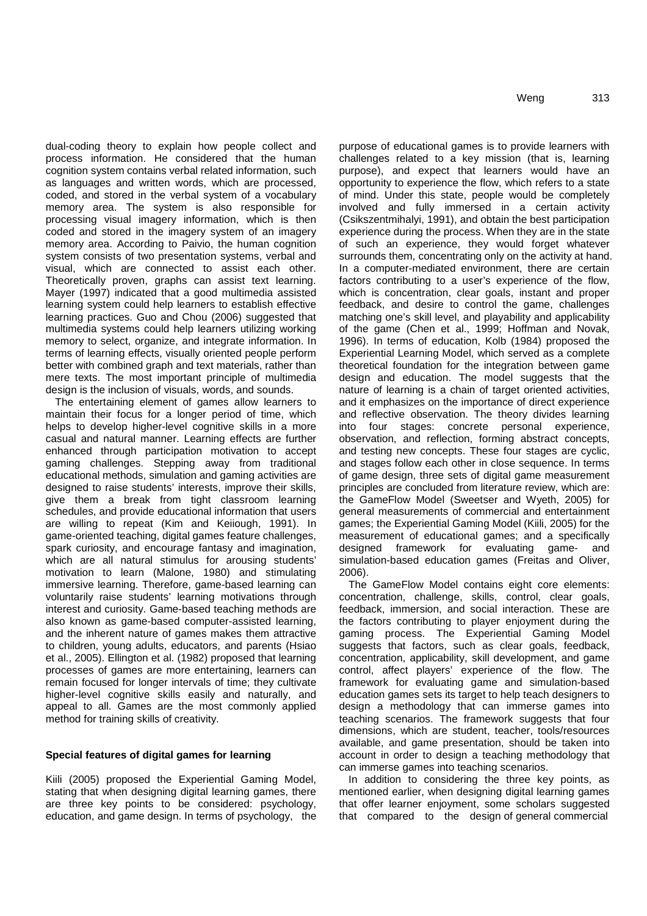dual-coding theory to explain how people collect and process information. He considered that the human cognition system contains verbal related information, such as languages and written words, which are processed, coded, and stored in the verbal system of a vocabulary memory area. The system is also responsible for processing visual imagery information, which is then coded and stored in the imagery system of an imagery memory area. According to Paivio, the human cognition system consists of two presentation systems, verbal and visual, which are connected to assist each other. Theoretically proven, graphs can assist text learning. Mayer (1997) indicated that a good multimedia assisted learning system could help learners to establish effective learning practices. Guo and Chou (2006) suggested that multimedia systems could help learners utilizing working memory to select, organize, and integrate information. In terms of learning effects, visually oriented people perform better with combined graph and text materials, rather than mere texts. The most important principle of multimedia design is the inclusion of visuals, words, and sounds.

The entertaining element of games allow learners to maintain their focus for a longer period of time, which helps to develop higher-level cognitive skills in a more casual and natural manner. Learning effects are further enhanced through participation motivation to accept gaming challenges. Stepping away from traditional educational methods, simulation and gaming activities are designed to raise students' interests, improve their skills, give them a break from tight classroom learning schedules, and provide educational information that users are willing to repeat (Kim and Keiiough, 1991). In game-oriented teaching, digital games feature challenges, spark curiosity, and encourage fantasy and imagination, which are all natural stimulus for arousing students' motivation to learn (Malone, 1980) and stimulating immersive learning. Therefore, game-based learning can voluntarily raise students' learning motivations through interest and curiosity. Game-based teaching methods are also known as game-based computer-assisted learning, and the inherent nature of games makes them attractive to children, young adults, educators, and parents (Hsiao et al., 2005). Ellington et al. (1982) proposed that learning processes of games are more entertaining, learners can remain focused for longer intervals of time; they cultivate higher-level cognitive skills easily and naturally, and appeal to all. Games are the most commonly applied method for training skills of creativity.

**Special features of digital games for learning**

Kiili (2005) proposed the Experiential Gaming Model, stating that when designing digital learning games, there are three key points to be considered: psychology, education, and game design. In terms of psychology, the purpose of educational games is to provide learners with challenges related to a key mission (that is, learning purpose), and expect that learners would have an opportunity to experience the flow, which refers to a state of mind. Under this state, people would be completely involved and fully immersed in a certain activity (Csikszentmihalyi, 1991), and obtain the best participation experience during the process. When they are in the state of such an experience, they would forget whatever surrounds them, concentrating only on the activity at hand. In a computer-mediated environment, there are certain factors contributing to a user's experience of the flow, which is concentration, clear goals, instant and proper feedback, and desire to control the game, challenges matching one's skill level, and playability and applicability of the game (Chen et al., 1999; Hoffman and Novak, 1996). In terms of education, Kolb (1984) proposed the Experiential Learning Model, which served as a complete theoretical foundation for the integration between game design and education. The model suggests that the nature of learning is a chain of target oriented activities, and it emphasizes on the importance of direct experience and reflective observation. The theory divides learning into four stages: concrete personal experience, observation, and reflection, forming abstract concepts, and testing new concepts. These four stages are cyclic, and stages follow each other in close sequence. In terms of game design, three sets of digital game measurement principles are concluded from literature review, which are: the GameFlow Model (Sweetser and Wyeth, 2005) for general measurements of commercial and entertainment games; the Experiential Gaming Model (Kiili, 2005) for the measurement of educational games; and a specifically designed framework for evaluating game- and simulation-based education games (Freitas and Oliver, 2006).

The GameFlow Model contains eight core elements: concentration, challenge, skills, control, clear goals, feedback, immersion, and social interaction. These are the factors contributing to player enjoyment during the gaming process. The Experiential Gaming Model suggests that factors, such as clear goals, feedback, concentration, applicability, skill development, and game control, affect players' experience of the flow. The framework for evaluating game and simulation-based education games sets its target to help teach designers to design a methodology that can immerse games into teaching scenarios. The framework suggests that four dimensions, which are student, teacher, tools/resources available, and game presentation, should be taken into account in order to design a teaching methodology that can immerse games into teaching scenarios.

In addition to considering the three key points, as mentioned earlier, when designing digital learning games that offer learner enjoyment, some scholars suggested that compared to the design of general commercial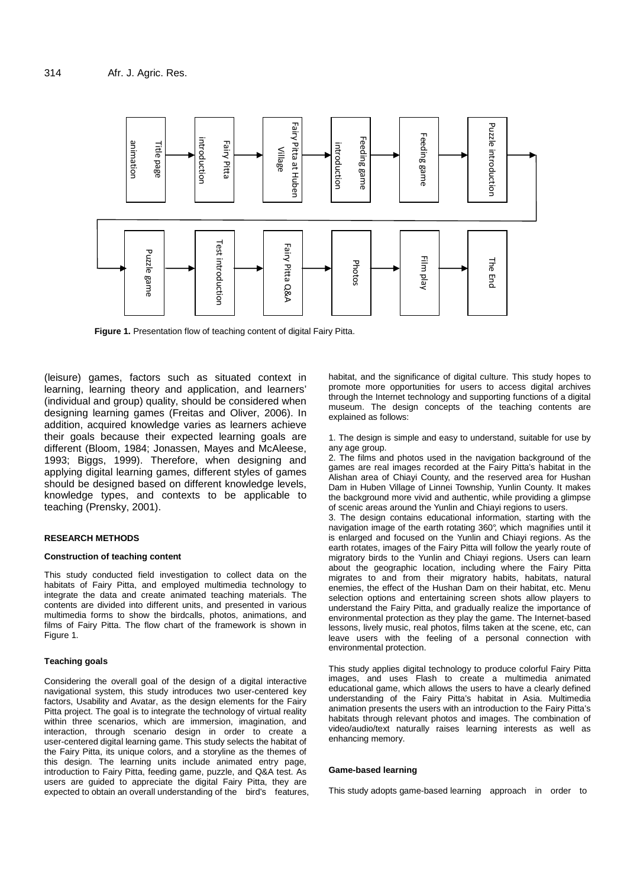Title page animation → Fairy Pitta introduction → Fairy Pitta at Huben Village → Feeding game introduction → Feeding game → Puzzle introduction → Puzzle game → Test introduction → Fairy Pitta Q&A → Photos → Film play → The End

**Figure 1.** Presentation flow of teaching content of digital Fairy Pitta.

(leisure) games, factors such as situated context in learning, learning theory and application, and learners' (individual and group) quality, should be considered when designing learning games (Freitas and Oliver, 2006). In addition, acquired knowledge varies as learners achieve their goals because their expected learning goals are different (Bloom, 1984; Jonassen, Mayes and McAleese, 1993; Biggs, 1999). Therefore, when designing and applying digital learning games, different styles of games should be designed based on different knowledge levels, knowledge types, and contexts to be applicable to teaching (Prensky, 2001).

## RESEARCH METHODS

### Construction of teaching content

This study conducted field investigation to collect data on the habitats of Fairy Pitta, and employed multimedia technology to integrate the data and create animated teaching materials. The contents are divided into different units, and presented in various multimedia forms to show the birdcalls, photos, animations, and films of Fairy Pitta. The flow chart of the framework is shown in Figure 1.

### Teaching goals

Considering the overall goal of the design of a digital interactive navigational system, this study introduces two user-centered key factors, Usability and Avatar, as the design elements for the Fairy Pitta project. The goal is to integrate the technology of virtual reality within three scenarios, which are immersion, imagination, and interaction, through scenario design in order to create a user-centered digital learning game. This study selects the habitat of the Fairy Pitta, its unique colors, and a storyline as the themes of this design. The learning units include animated entry page, introduction to Fairy Pitta, feeding game, puzzle, and Q&A test. As users are guided to appreciate the digital Fairy Pitta, they are expected to obtain an overall understanding of the bird's features, habitat, and the significance of digital culture. This study hopes to promote more opportunities for users to access digital archives through the Internet technology and supporting functions of a digital museum. The design concepts of the teaching contents are explained as follows:

1. The design is simple and easy to understand, suitable for use by any age group.
2. The films and photos used in the navigation background of the games are real images recorded at the Fairy Pitta's habitat in the Alishan area of Chiayi County, and the reserved area for Hushan Dam in Huben Village of Linnei Township, Yunlin County. It makes the background more vivid and authentic, while providing a glimpse of scenic areas around the Yunlin and Chiayi regions to users.
3. The design contains educational information, starting with the navigation image of the earth rotating 360°, which magnifies until it is enlarged and focused on the Yunlin and Chiayi regions. As the earth rotates, images of the Fairy Pitta will follow the yearly route of migratory birds to the Yunlin and Chiayi regions. Users can learn about the geographic location, including where the Fairy Pitta migrates to and from their migratory habits, habitats, natural enemies, the effect of the Hushan Dam on their habitat, etc. Menu selection options and entertaining screen shots allow players to understand the Fairy Pitta, and gradually realize the importance of environmental protection as they play the game. The Internet-based lessons, lively music, real photos, films taken at the scene, etc, can leave users with the feeling of a personal connection with environmental protection.

This study applies digital technology to produce colorful Fairy Pitta images, and uses Flash to create a multimedia animated educational game, which allows the users to have a clearly defined understanding of the Fairy Pitta's habitat in Asia. Multimedia animation presents the users with an introduction to the Fairy Pitta's habitats through relevant photos and images. The combination of video/audio/text naturally raises learning interests as well as enhancing memory.

### Game-based learning

This study adopts game-based learning approach in order to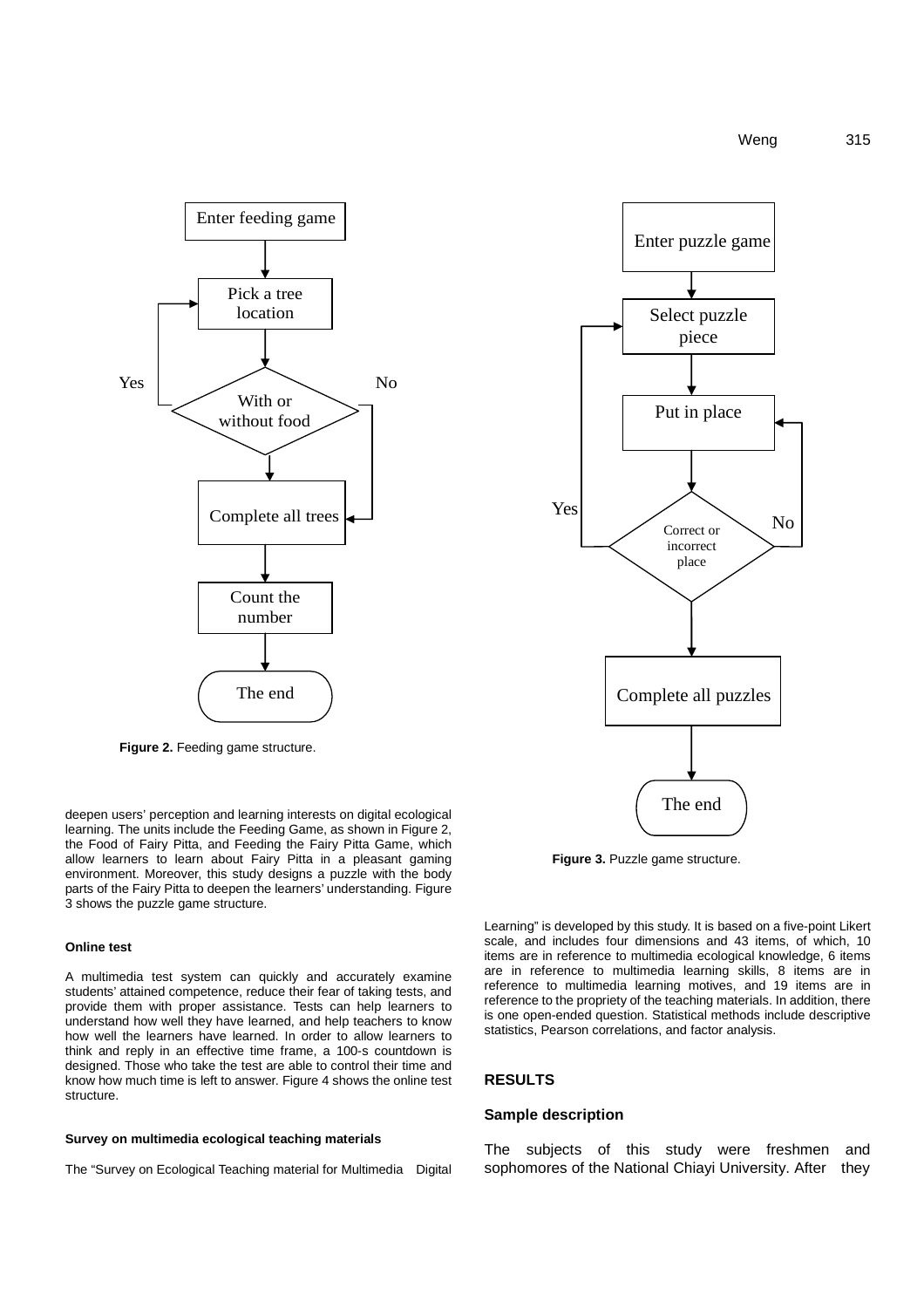Figure 2. Feeding game structure.

deepen users' perception and learning interests on digital ecological learning. The units include the Feeding Game, as shown in Figure 2, the Food of Fairy Pitta, and Feeding the Fairy Pitta Game, which allow learners to learn about Fairy Pitta in a pleasant gaming environment. Moreover, this study designs a puzzle with the body parts of the Fairy Pitta to deepen the learners' understanding. Figure 3 shows the puzzle game structure.

Figure 3. Puzzle game structure.

#### Online test

A multimedia test system can quickly and accurately examine students' attained competence, reduce their fear of taking tests, and provide them with proper assistance. Tests can help learners to understand how well they have learned, and help teachers to know how well the learners have learned. In order to allow learners to think and reply in an effective time frame, a 100-s countdown is designed. Those who take the test are able to control their time and know how much time is left to answer. Figure 4 shows the online test structure.

#### Survey on multimedia ecological teaching materials

The "Survey on Ecological Teaching material for Multimedia Digital Learning" is developed by this study. It is based on a five-point Likert scale, and includes four dimensions and 43 items, of which, 10 items are in reference to multimedia ecological knowledge, 6 items are in reference to multimedia learning skills, 8 items are in reference to multimedia learning motives, and 19 items are in reference to the propriety of the teaching materials. In addition, there is one open-ended question. Statistical methods include descriptive statistics, Pearson correlations, and factor analysis.

## RESULTS

### Sample description

The subjects of this study were freshmen and sophomores of the National Chiayi University. After they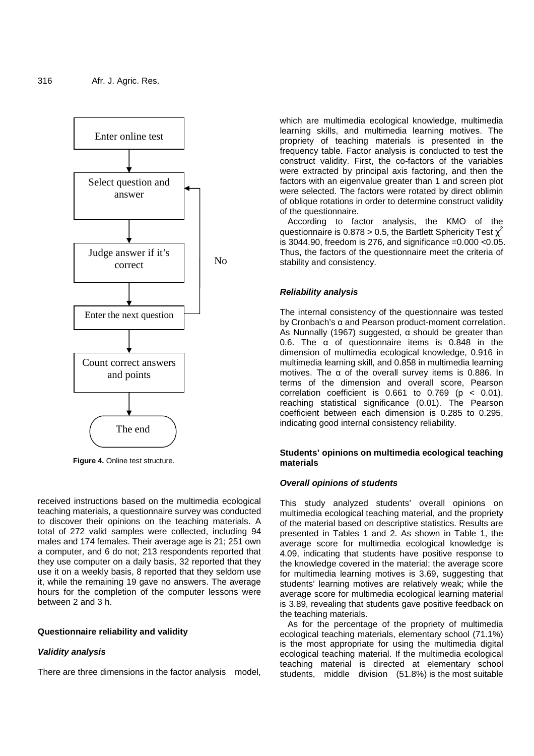Enter online test

Select question and answer

Judge answer if it's correct

No

Enter the next question

Count correct answers and points

The end

**Figure 4.** Online test structure.

received instructions based on the multimedia ecological teaching materials, a questionnaire survey was conducted to discover their opinions on the teaching materials. A total of 272 valid samples were collected, including 94 males and 174 females. Their average age is 21; 251 own a computer, and 6 do not; 213 respondents reported that they use computer on a daily basis, 32 reported that they use it on a weekly basis, 8 reported that they seldom use it, while the remaining 19 gave no answers. The average hours for the completion of the computer lessons were between 2 and 3 h.

#### Questionnaire reliability and validity

##### *Validity analysis*

There are three dimensions in the factor analysis model, which are multimedia ecological knowledge, multimedia learning skills, and multimedia learning motives. The propriety of teaching materials is presented in the frequency table. Factor analysis is conducted to test the construct validity. First, the co-factors of the variables were extracted by principal axis factoring, and then the factors with an eigenvalue greater than 1 and screen plot were selected. The factors were rotated by direct oblimin of oblique rotations in order to determine construct validity of the questionnaire.

According to factor analysis, the KMO of the questionnaire is 0.878 > 0.5, the Bartlett Sphericity Test $\chi^2$ is 3044.90, freedom is 276, and significance =0.000 <0.05. Thus, the factors of the questionnaire meet the criteria of stability and consistency.

##### *Reliability analysis*

The internal consistency of the questionnaire was tested by Cronbach's α and Pearson product-moment correlation. As Nunnally (1967) suggested, α should be greater than 0.6. The α of questionnaire items is 0.848 in the dimension of multimedia ecological knowledge, 0.916 in multimedia learning skill, and 0.858 in multimedia learning motives. The α of the overall survey items is 0.886. In terms of the dimension and overall score, Pearson correlation coefficient is 0.661 to 0.769 ($p < 0.01$), reaching statistical significance (0.01). The Pearson coefficient between each dimension is 0.285 to 0.295, indicating good internal consistency reliability.

#### Students' opinions on multimedia ecological teaching materials

##### *Overall opinions of students*

This study analyzed students' overall opinions on multimedia ecological teaching material, and the propriety of the material based on descriptive statistics. Results are presented in Tables 1 and 2. As shown in Table 1, the average score for multimedia ecological knowledge is 4.09, indicating that students have positive response to the knowledge covered in the material; the average score for multimedia learning motives is 3.69, suggesting that students' learning motives are relatively weak; while the average score for multimedia ecological learning material is 3.89, revealing that students gave positive feedback on the teaching materials.

As for the percentage of the propriety of multimedia ecological teaching materials, elementary school (71.1%) is the most appropriate for using the multimedia digital ecological teaching material. If the multimedia ecological teaching material is directed at elementary school students, middle division (51.8%) is the most suitable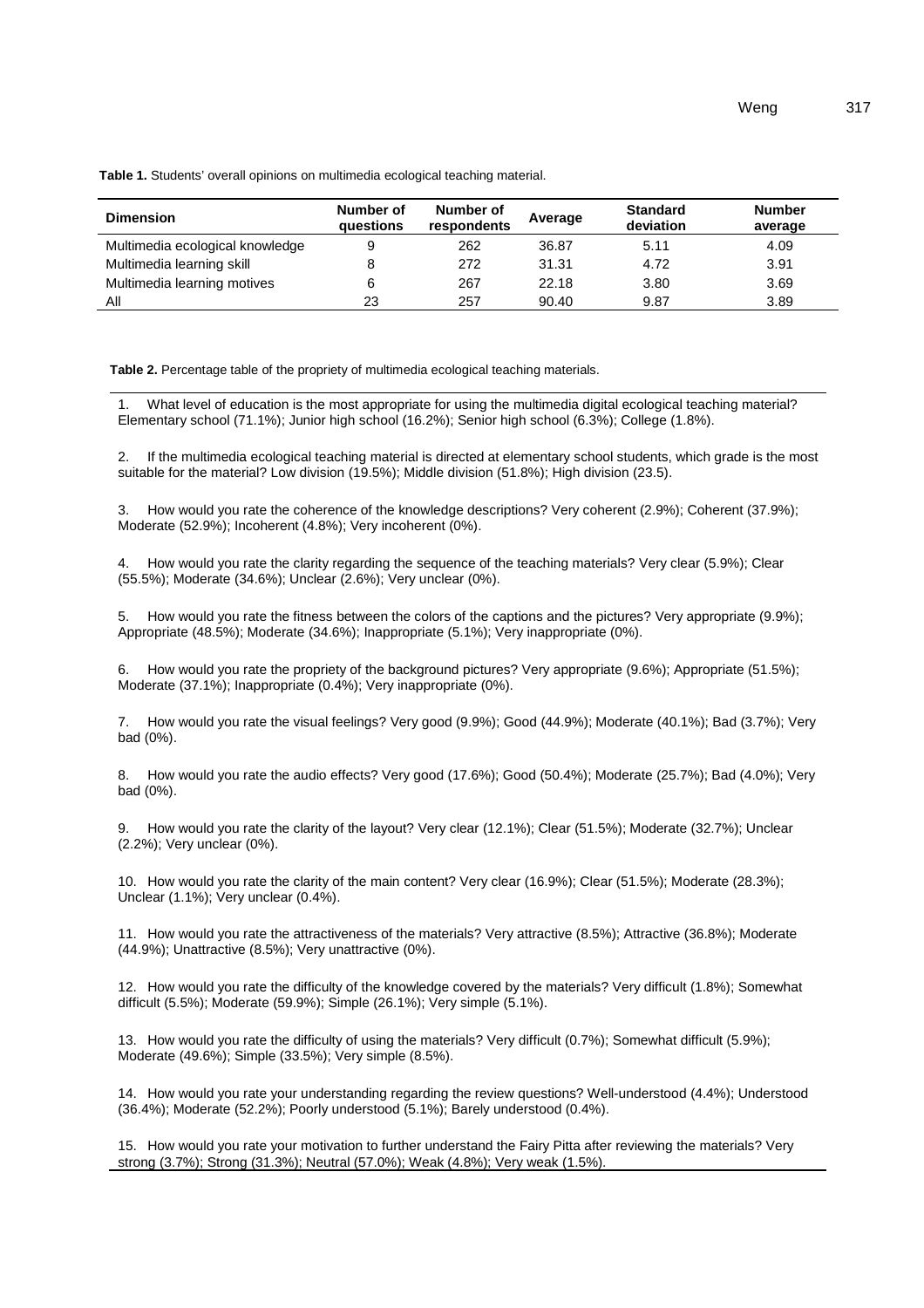**Table 1.** Students' overall opinions on multimedia ecological teaching material.

| Dimension | Number of questions | Number of respondents | Average | Standard deviation | Number average |
|---|---|---|---|---|---|
| Multimedia ecological knowledge | 9 | 262 | 36.87 | 5.11 | 4.09 |
| Multimedia learning skill | 8 | 272 | 31.31 | 4.72 | 3.91 |
| Multimedia learning motives | 6 | 267 | 22.18 | 3.80 | 3.69 |
| All | 23 | 257 | 90.40 | 9.87 | 3.89 |

**Table 2.** Percentage table of the propriety of multimedia ecological teaching materials.

1. What level of education is the most appropriate for using the multimedia digital ecological teaching material? Elementary school (71.1%); Junior high school (16.2%); Senior high school (6.3%); College (1.8%).

2. If the multimedia ecological teaching material is directed at elementary school students, which grade is the most suitable for the material? Low division (19.5%); Middle division (51.8%); High division (23.5).

3. How would you rate the coherence of the knowledge descriptions? Very coherent (2.9%); Coherent (37.9%); Moderate (52.9%); Incoherent (4.8%); Very incoherent (0%).

4. How would you rate the clarity regarding the sequence of the teaching materials? Very clear (5.9%); Clear (55.5%); Moderate (34.6%); Unclear (2.6%); Very unclear (0%).

5. How would you rate the fitness between the colors of the captions and the pictures? Very appropriate (9.9%); Appropriate (48.5%); Moderate (34.6%); Inappropriate (5.1%); Very inappropriate (0%).

6. How would you rate the propriety of the background pictures? Very appropriate (9.6%); Appropriate (51.5%); Moderate (37.1%); Inappropriate (0.4%); Very inappropriate (0%).

7. How would you rate the visual feelings? Very good (9.9%); Good (44.9%); Moderate (40.1%); Bad (3.7%); Very bad (0%).

8. How would you rate the audio effects? Very good (17.6%); Good (50.4%); Moderate (25.7%); Bad (4.0%); Very bad (0%).

9. How would you rate the clarity of the layout? Very clear (12.1%); Clear (51.5%); Moderate (32.7%); Unclear (2.2%); Very unclear (0%).

10. How would you rate the clarity of the main content? Very clear (16.9%); Clear (51.5%); Moderate (28.3%); Unclear (1.1%); Very unclear (0.4%).

11. How would you rate the attractiveness of the materials? Very attractive (8.5%); Attractive (36.8%); Moderate (44.9%); Unattractive (8.5%); Very unattractive (0%).

12. How would you rate the difficulty of the knowledge covered by the materials? Very difficult (1.8%); Somewhat difficult (5.5%); Moderate (59.9%); Simple (26.1%); Very simple (5.1%).

13. How would you rate the difficulty of using the materials? Very difficult (0.7%); Somewhat difficult (5.9%); Moderate (49.6%); Simple (33.5%); Very simple (8.5%).

14. How would you rate your understanding regarding the review questions? Well-understood (4.4%); Understood (36.4%); Moderate (52.2%); Poorly understood (5.1%); Barely understood (0.4%).

15. How would you rate your motivation to further understand the Fairy Pitta after reviewing the materials? Very strong (3.7%); Strong (31.3%); Neutral (57.0%); Weak (4.8%); Very weak (1.5%).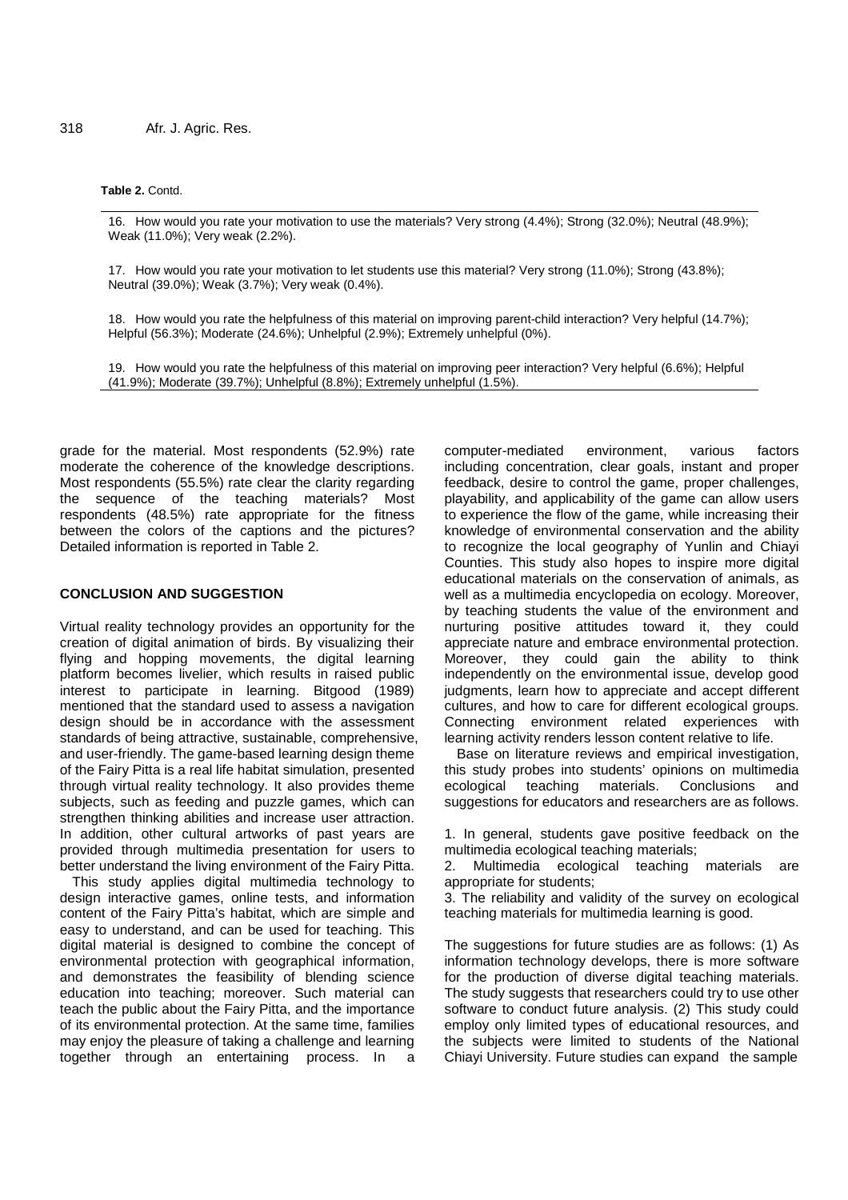**Table 2.** Contd.

16. How would you rate your motivation to use the materials? Very strong (4.4%); Strong (32.0%); Neutral (48.9%); Weak (11.0%); Very weak (2.2%).

17. How would you rate your motivation to let students use this material? Very strong (11.0%); Strong (43.8%); Neutral (39.0%); Weak (3.7%); Very weak (0.4%).

18. How would you rate the helpfulness of this material on improving parent-child interaction? Very helpful (14.7%); Helpful (56.3%); Moderate (24.6%); Unhelpful (2.9%); Extremely unhelpful (0%).

19. How would you rate the helpfulness of this material on improving peer interaction? Very helpful (6.6%); Helpful (41.9%); Moderate (39.7%); Unhelpful (8.8%); Extremely unhelpful (1.5%).

grade for the material. Most respondents (52.9%) rate moderate the coherence of the knowledge descriptions. Most respondents (55.5%) rate clear the clarity regarding the sequence of the teaching materials? Most respondents (48.5%) rate appropriate for the fitness between the colors of the captions and the pictures? Detailed information is reported in Table 2.

## CONCLUSION AND SUGGESTION

Virtual reality technology provides an opportunity for the creation of digital animation of birds. By visualizing their flying and hopping movements, the digital learning platform becomes livelier, which results in raised public interest to participate in learning. Bitgood (1989) mentioned that the standard used to assess a navigation design should be in accordance with the assessment standards of being attractive, sustainable, comprehensive, and user-friendly. The game-based learning design theme of the Fairy Pitta is a real life habitat simulation, presented through virtual reality technology. It also provides theme subjects, such as feeding and puzzle games, which can strengthen thinking abilities and increase user attraction. In addition, other cultural artworks of past years are provided through multimedia presentation for users to better understand the living environment of the Fairy Pitta.

This study applies digital multimedia technology to design interactive games, online tests, and information content of the Fairy Pitta's habitat, which are simple and easy to understand, and can be used for teaching. This digital material is designed to combine the concept of environmental protection with geographical information, and demonstrates the feasibility of blending science education into teaching; moreover. Such material can teach the public about the Fairy Pitta, and the importance of its environmental protection. At the same time, families may enjoy the pleasure of taking a challenge and learning together through an entertaining process. In a computer-mediated environment, various factors including concentration, clear goals, instant and proper feedback, desire to control the game, proper challenges, playability, and applicability of the game can allow users to experience the flow of the game, while increasing their knowledge of environmental conservation and the ability to recognize the local geography of Yunlin and Chiayi Counties. This study also hopes to inspire more digital educational materials on the conservation of animals, as well as a multimedia encyclopedia on ecology. Moreover, by teaching students the value of the environment and nurturing positive attitudes toward it, they could appreciate nature and embrace environmental protection. Moreover, they could gain the ability to think independently on the environmental issue, develop good judgments, learn how to appreciate and accept different cultures, and how to care for different ecological groups. Connecting environment related experiences with learning activity renders lesson content relative to life.

Base on literature reviews and empirical investigation, this study probes into students' opinions on multimedia ecological teaching materials. Conclusions and suggestions for educators and researchers are as follows.

1. In general, students gave positive feedback on the multimedia ecological teaching materials;
2. Multimedia ecological teaching materials are appropriate for students;
3. The reliability and validity of the survey on ecological teaching materials for multimedia learning is good.

The suggestions for future studies are as follows: (1) As information technology develops, there is more software for the production of diverse digital teaching materials. The study suggests that researchers could try to use other software to conduct future analysis. (2) This study could employ only limited types of educational resources, and the subjects were limited to students of the National Chiayi University. Future studies can expand the sample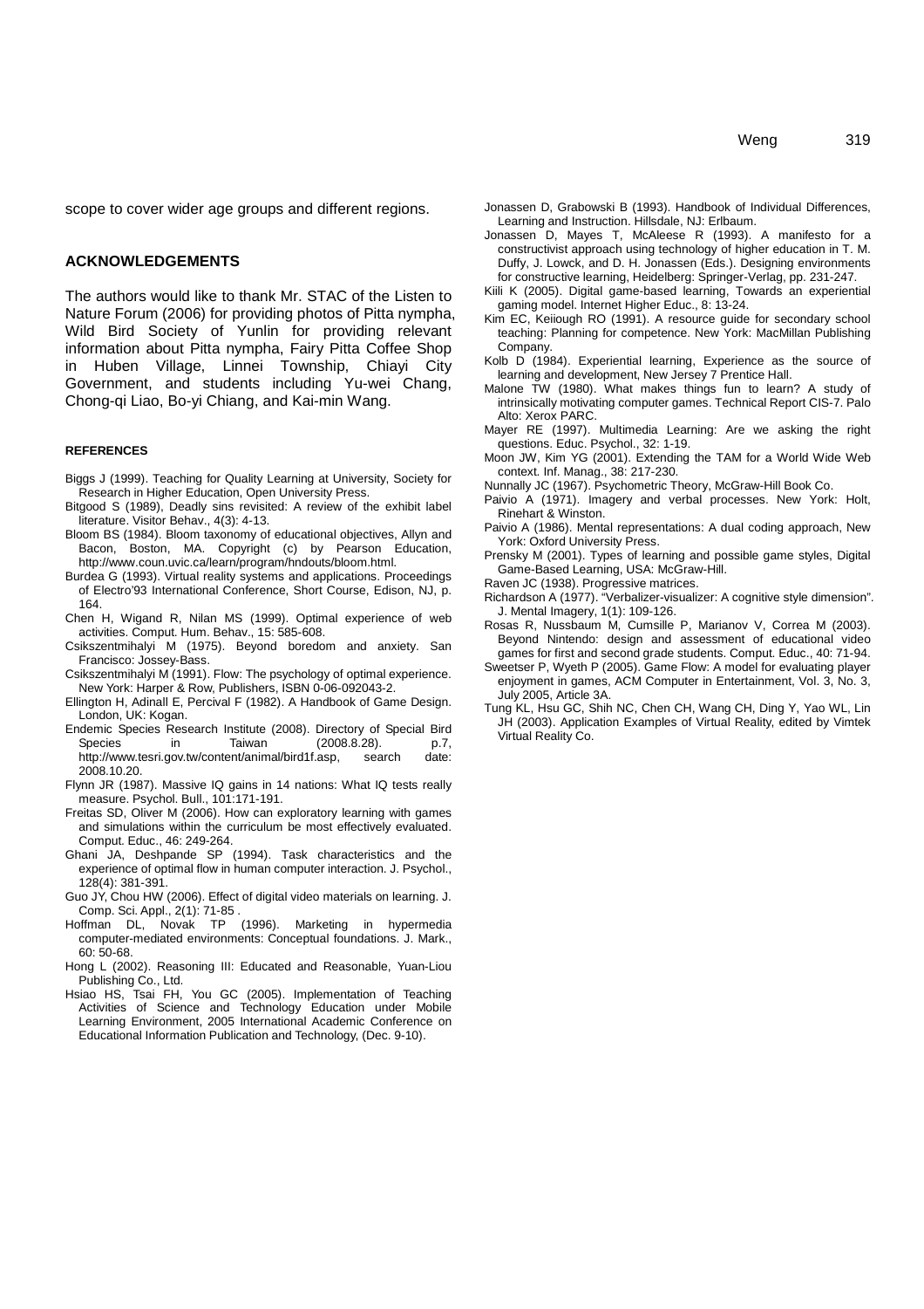scope to cover wider age groups and different regions.

## ACKNOWLEDGEMENTS

The authors would like to thank Mr. STAC of the Listen to Nature Forum (2006) for providing photos of Pitta nympha, Wild Bird Society of Yunlin for providing relevant information about Pitta nympha, Fairy Pitta Coffee Shop in Huben Village, Linnei Township, Chiayi City Government, and students including Yu-wei Chang, Chong-qi Liao, Bo-yi Chiang, and Kai-min Wang.

## REFERENCES

Biggs J (1999). Teaching for Quality Learning at University, Society for Research in Higher Education, Open University Press.

Bitgood S (1989), Deadly sins revisited: A review of the exhibit label literature. Visitor Behav., 4(3): 4-13.

Bloom BS (1984). Bloom taxonomy of educational objectives, Allyn and Bacon, Boston, MA. Copyright (c) by Pearson Education, http://www.coun.uvic.ca/learn/program/hndouts/bloom.html.

Burdea G (1993). Virtual reality systems and applications. Proceedings of Electro'93 International Conference, Short Course, Edison, NJ, p. 164.

Chen H, Wigand R, Nilan MS (1999). Optimal experience of web activities. Comput. Hum. Behav., 15: 585-608.

Csikszentmihalyi M (1975). Beyond boredom and anxiety. San Francisco: Jossey-Bass.

Csikszentmihalyi M (1991). Flow: The psychology of optimal experience. New York: Harper & Row, Publishers, ISBN 0-06-092043-2.

Ellington H, Adinall E, Percival F (1982). A Handbook of Game Design. London, UK: Kogan.

Endemic Species Research Institute (2008). Directory of Special Bird Species in Taiwan (2008.8.28). p.7, http://www.tesri.gov.tw/content/animal/bird1f.asp, search date: 2008.10.20.

Flynn JR (1987). Massive IQ gains in 14 nations: What IQ tests really measure. Psychol. Bull., 101:171-191.

Freitas SD, Oliver M (2006). How can exploratory learning with games and simulations within the curriculum be most effectively evaluated. Comput. Educ., 46: 249-264.

Ghani JA, Deshpande SP (1994). Task characteristics and the experience of optimal flow in human computer interaction. J. Psychol., 128(4): 381-391.

Guo JY, Chou HW (2006). Effect of digital video materials on learning. J. Comp. Sci. Appl., 2(1): 71-85 .

Hoffman DL, Novak TP (1996). Marketing in hypermedia computer-mediated environments: Conceptual foundations. J. Mark., 60: 50-68.

Hong L (2002). Reasoning III: Educated and Reasonable, Yuan-Liou Publishing Co., Ltd.

Hsiao HS, Tsai FH, You GC (2005). Implementation of Teaching Activities of Science and Technology Education under Mobile Learning Environment, 2005 International Academic Conference on Educational Information Publication and Technology, (Dec. 9-10).

Jonassen D, Grabowski B (1993). Handbook of Individual Differences, Learning and Instruction. Hillsdale, NJ: Erlbaum.

Jonassen D, Mayes T, McAleese R (1993). A manifesto for a constructivist approach using technology of higher education in T. M. Duffy, J. Lowck, and D. H. Jonassen (Eds.). Designing environments for constructive learning, Heidelberg: Springer-Verlag, pp. 231-247.

Kiili K (2005). Digital game-based learning, Towards an experiential gaming model. Internet Higher Educ., 8: 13-24.

Kim EC, Keiiough RO (1991). A resource guide for secondary school teaching: Planning for competence. New York: MacMillan Publishing Company.

Kolb D (1984). Experiential learning, Experience as the source of learning and development, New Jersey 7 Prentice Hall.

Malone TW (1980). What makes things fun to learn? A study of intrinsically motivating computer games. Technical Report CIS-7. Palo Alto: Xerox PARC.

Mayer RE (1997). Multimedia Learning: Are we asking the right questions. Educ. Psychol., 32: 1-19.

Moon JW, Kim YG (2001). Extending the TAM for a World Wide Web context. Inf. Manag., 38: 217-230.

Nunnally JC (1967). Psychometric Theory, McGraw-Hill Book Co.

Paivio A (1971). Imagery and verbal processes. New York: Holt, Rinehart & Winston.

Paivio A (1986). Mental representations: A dual coding approach, New York: Oxford University Press.

Prensky M (2001). Types of learning and possible game styles, Digital Game-Based Learning, USA: McGraw-Hill.

Raven JC (1938). Progressive matrices.

Richardson A (1977). "Verbalizer-visualizer: A cognitive style dimension". J. Mental Imagery, 1(1): 109-126.

Rosas R, Nussbaum M, Cumsille P, Marianov V, Correa M (2003). Beyond Nintendo: design and assessment of educational video games for first and second grade students. Comput. Educ., 40: 71-94.

Sweetser P, Wyeth P (2005). Game Flow: A model for evaluating player enjoyment in games, ACM Computer in Entertainment, Vol. 3, No. 3, July 2005, Article 3A.

Tung KL, Hsu GC, Shih NC, Chen CH, Wang CH, Ding Y, Yao WL, Lin JH (2003). Application Examples of Virtual Reality, edited by Vimtek Virtual Reality Co.